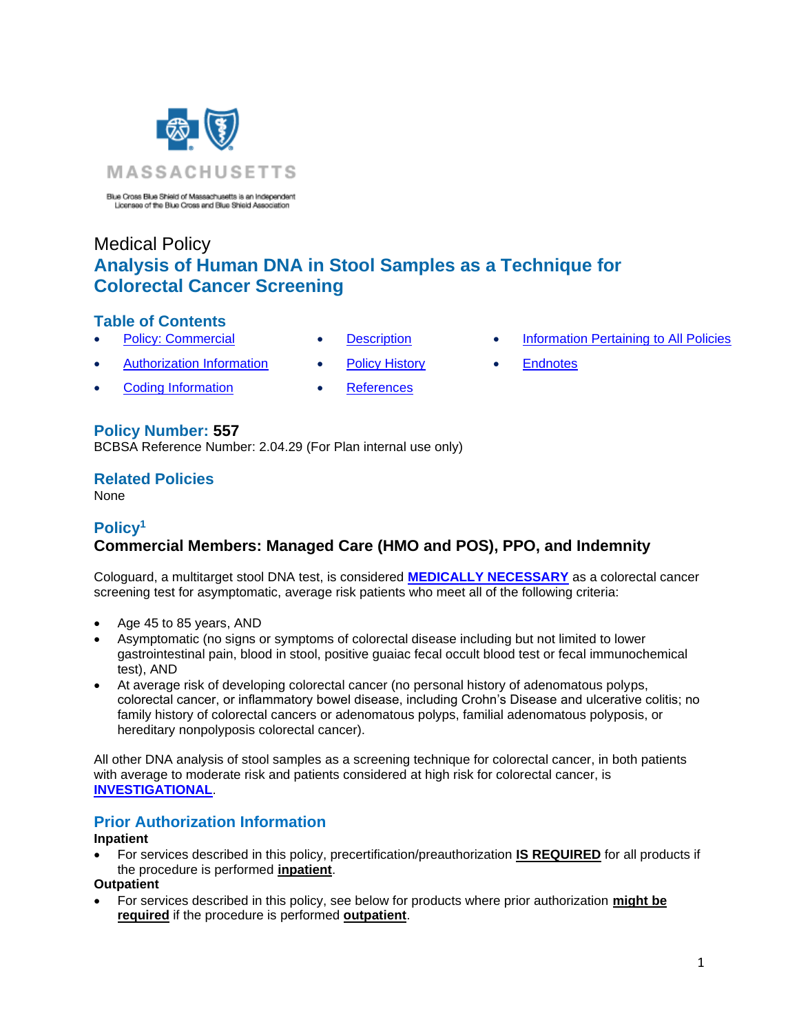MASSACHUSETTS

Blue Cross Blue Shield of Massachusetts is an Independent Licensee of the Blue Cross and Blue Shield Association

Medical Policy

# Analysis of Human DNA in Stool Samples as a Technique for Colorectal Cancer Screening

## Table of Contents

- Policy: Commercial
- Authorization Information
- Coding Information
- Description
- Policy History
- References
- Information Pertaining to All Policies
- Endnotes

## Policy Number: 557

BCBSA Reference Number: 2.04.29 (For Plan internal use only)

## Related Policies

None

## Policy[1]

### Commercial Members: Managed Care (HMO and POS), PPO, and Indemnity

Cologuard, a multitarget stool DNA test, is considered **MEDICALLY NECESSARY** as a colorectal cancer screening test for asymptomatic, average risk patients who meet all of the following criteria:

- Age 45 to 85 years, AND
- Asymptomatic (no signs or symptoms of colorectal disease including but not limited to lower gastrointestinal pain, blood in stool, positive guaiac fecal occult blood test or fecal immunochemical test), AND
- At average risk of developing colorectal cancer (no personal history of adenomatous polyps, colorectal cancer, or inflammatory bowel disease, including Crohn's Disease and ulcerative colitis; no family history of colorectal cancers or adenomatous polyps, familial adenomatous polyposis, or hereditary nonpolyposis colorectal cancer).

All other DNA analysis of stool samples as a screening technique for colorectal cancer, in both patients with average to moderate risk and patients considered at high risk for colorectal cancer, is **INVESTIGATIONAL**.

## Prior Authorization Information

**Inpatient**

- For services described in this policy, precertification/preauthorization **IS REQUIRED** for all products if the procedure is performed **inpatient**.

**Outpatient**

- For services described in this policy, see below for products where prior authorization **might be required** if the procedure is performed **outpatient**.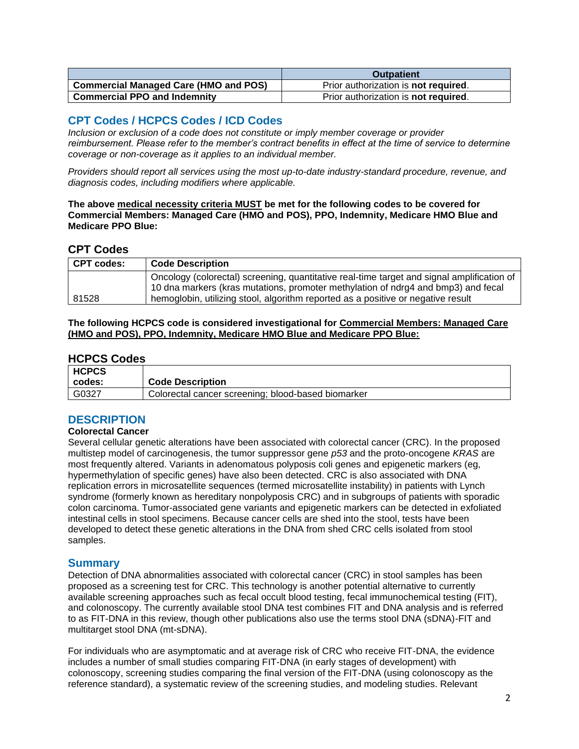| | Outpatient |
|---|---|
| **Commercial Managed Care (HMO and POS)** | Prior authorization is **not required**. |
| **Commercial PPO and Indemnity** | Prior authorization is **not required**. |

## CPT Codes / HCPCS Codes / ICD Codes

*Inclusion or exclusion of a code does not constitute or imply member coverage or provider reimbursement. Please refer to the member's contract benefits in effect at the time of service to determine coverage or non-coverage as it applies to an individual member.*

*Providers should report all services using the most up-to-date industry-standard procedure, revenue, and diagnosis codes, including modifiers where applicable.*

**The above medical necessity criteria MUST be met for the following codes to be covered for Commercial Members: Managed Care (HMO and POS), PPO, Indemnity, Medicare HMO Blue and Medicare PPO Blue:**

### CPT Codes

| CPT codes: | Code Description |
|---|---|
| 81528 | Oncology (colorectal) screening, quantitative real-time target and signal amplification of 10 dna markers (kras mutations, promoter methylation of ndrg4 and bmp3) and fecal hemoglobin, utilizing stool, algorithm reported as a positive or negative result |

**The following HCPCS code is considered investigational for Commercial Members: Managed Care (HMO and POS), PPO, Indemnity, Medicare HMO Blue and Medicare PPO Blue:**

### HCPCS Codes

| HCPCS codes: | Code Description |
|---|---|
| G0327 | Colorectal cancer screening; blood-based biomarker |

## DESCRIPTION

**Colorectal Cancer**

Several cellular genetic alterations have been associated with colorectal cancer (CRC). In the proposed multistep model of carcinogenesis, the tumor suppressor gene *p53* and the proto-oncogene *KRAS* are most frequently altered. Variants in adenomatous polyposis coli genes and epigenetic markers (eg, hypermethylation of specific genes) have also been detected. CRC is also associated with DNA replication errors in microsatellite sequences (termed microsatellite instability) in patients with Lynch syndrome (formerly known as hereditary nonpolyposis CRC) and in subgroups of patients with sporadic colon carcinoma. Tumor-associated gene variants and epigenetic markers can be detected in exfoliated intestinal cells in stool specimens. Because cancer cells are shed into the stool, tests have been developed to detect these genetic alterations in the DNA from shed CRC cells isolated from stool samples.

## Summary

Detection of DNA abnormalities associated with colorectal cancer (CRC) in stool samples has been proposed as a screening test for CRC. This technology is another potential alternative to currently available screening approaches such as fecal occult blood testing, fecal immunochemical testing (FIT), and colonoscopy. The currently available stool DNA test combines FIT and DNA analysis and is referred to as FIT-DNA in this review, though other publications also use the terms stool DNA (sDNA)-FIT and multitarget stool DNA (mt-sDNA).

For individuals who are asymptomatic and at average risk of CRC who receive FIT-DNA, the evidence includes a number of small studies comparing FIT-DNA (in early stages of development) with colonoscopy, screening studies comparing the final version of the FIT-DNA (using colonoscopy as the reference standard), a systematic review of the screening studies, and modeling studies. Relevant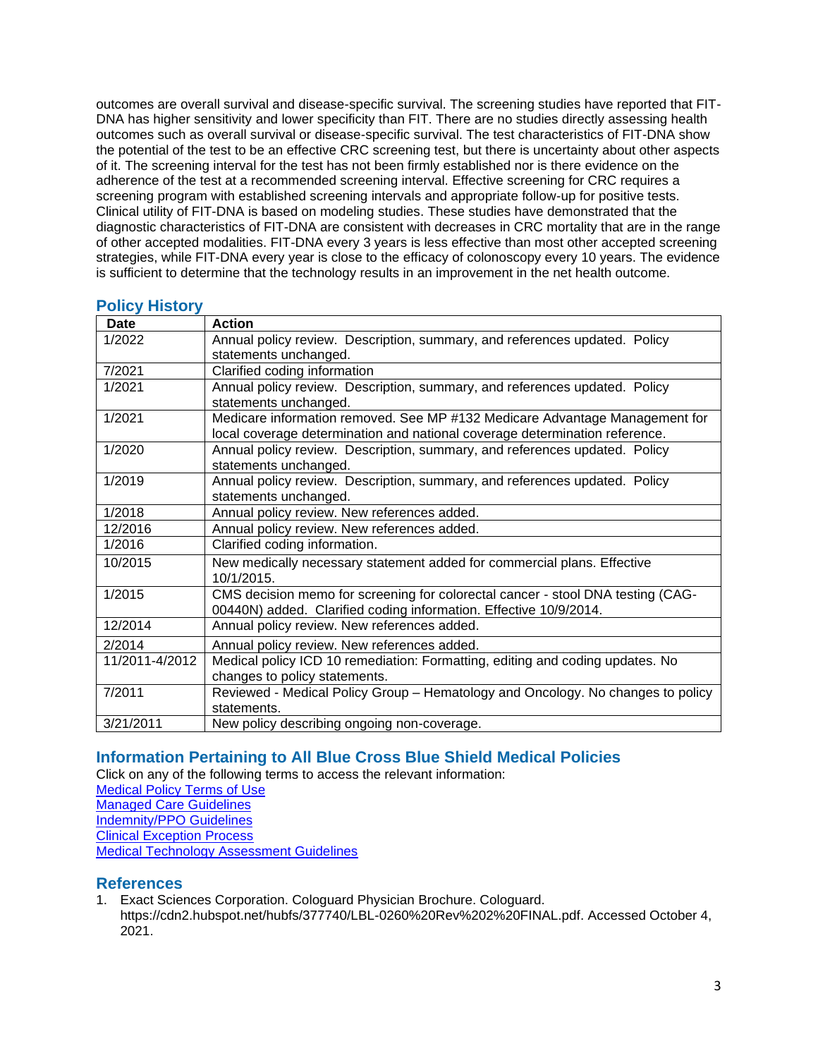outcomes are overall survival and disease-specific survival. The screening studies have reported that FIT-DNA has higher sensitivity and lower specificity than FIT. There are no studies directly assessing health outcomes such as overall survival or disease-specific survival. The test characteristics of FIT-DNA show the potential of the test to be an effective CRC screening test, but there is uncertainty about other aspects of it. The screening interval for the test has not been firmly established nor is there evidence on the adherence of the test at a recommended screening interval. Effective screening for CRC requires a screening program with established screening intervals and appropriate follow-up for positive tests. Clinical utility of FIT-DNA is based on modeling studies. These studies have demonstrated that the diagnostic characteristics of FIT-DNA are consistent with decreases in CRC mortality that are in the range of other accepted modalities. FIT-DNA every 3 years is less effective than most other accepted screening strategies, while FIT-DNA every year is close to the efficacy of colonoscopy every 10 years. The evidence is sufficient to determine that the technology results in an improvement in the net health outcome.

## Policy History

| Date | Action |
|---|---|
| 1/2022 | Annual policy review. Description, summary, and references updated. Policy statements unchanged. |
| 7/2021 | Clarified coding information |
| 1/2021 | Annual policy review. Description, summary, and references updated. Policy statements unchanged. |
| 1/2021 | Medicare information removed. See MP #132 Medicare Advantage Management for local coverage determination and national coverage determination reference. |
| 1/2020 | Annual policy review. Description, summary, and references updated. Policy statements unchanged. |
| 1/2019 | Annual policy review. Description, summary, and references updated. Policy statements unchanged. |
| 1/2018 | Annual policy review. New references added. |
| 12/2016 | Annual policy review. New references added. |
| 1/2016 | Clarified coding information. |
| 10/2015 | New medically necessary statement added for commercial plans. Effective 10/1/2015. |
| 1/2015 | CMS decision memo for screening for colorectal cancer - stool DNA testing (CAG-00440N) added. Clarified coding information. Effective 10/9/2014. |
| 12/2014 | Annual policy review. New references added. |
| 2/2014 | Annual policy review. New references added. |
| 11/2011-4/2012 | Medical policy ICD 10 remediation: Formatting, editing and coding updates. No changes to policy statements. |
| 7/2011 | Reviewed - Medical Policy Group – Hematology and Oncology. No changes to policy statements. |
| 3/21/2011 | New policy describing ongoing non-coverage. |

## Information Pertaining to All Blue Cross Blue Shield Medical Policies

Click on any of the following terms to access the relevant information:
Medical Policy Terms of Use
Managed Care Guidelines
Indemnity/PPO Guidelines
Clinical Exception Process
Medical Technology Assessment Guidelines

## References

1. Exact Sciences Corporation. Cologuard Physician Brochure. Cologuard. https://cdn2.hubspot.net/hubfs/377740/LBL-0260%20Rev%202%20FINAL.pdf. Accessed October 4, 2021.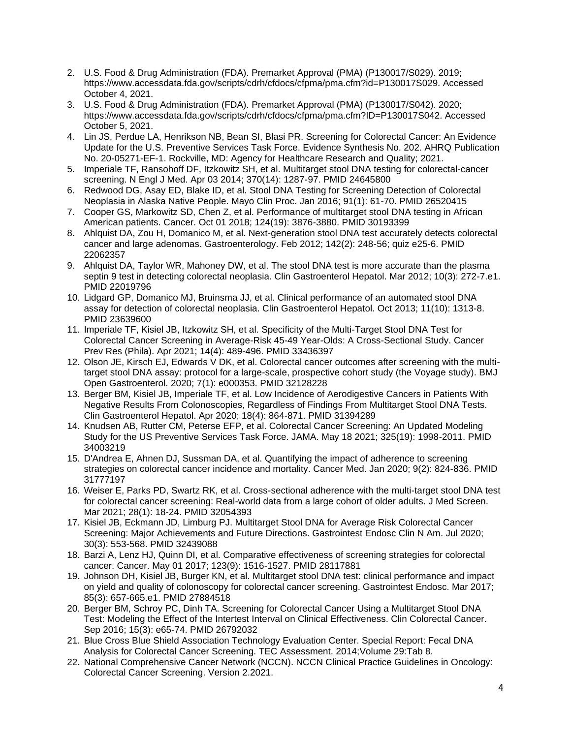2. U.S. Food & Drug Administration (FDA). Premarket Approval (PMA) (P130017/S029). 2019; https://www.accessdata.fda.gov/scripts/cdrh/cfdocs/cfpma/pma.cfm?id=P130017S029. Accessed October 4, 2021.
3. U.S. Food & Drug Administration (FDA). Premarket Approval (PMA) (P130017/S042). 2020; https://www.accessdata.fda.gov/scripts/cdrh/cfdocs/cfpma/pma.cfm?ID=P130017S042. Accessed October 5, 2021.
4. Lin JS, Perdue LA, Henrikson NB, Bean SI, Blasi PR. Screening for Colorectal Cancer: An Evidence Update for the U.S. Preventive Services Task Force. Evidence Synthesis No. 202. AHRQ Publication No. 20-05271-EF-1. Rockville, MD: Agency for Healthcare Research and Quality; 2021.
5. Imperiale TF, Ransohoff DF, Itzkowitz SH, et al. Multitarget stool DNA testing for colorectal-cancer screening. N Engl J Med. Apr 03 2014; 370(14): 1287-97. PMID 24645800
6. Redwood DG, Asay ED, Blake ID, et al. Stool DNA Testing for Screening Detection of Colorectal Neoplasia in Alaska Native People. Mayo Clin Proc. Jan 2016; 91(1): 61-70. PMID 26520415
7. Cooper GS, Markowitz SD, Chen Z, et al. Performance of multitarget stool DNA testing in African American patients. Cancer. Oct 01 2018; 124(19): 3876-3880. PMID 30193399
8. Ahlquist DA, Zou H, Domanico M, et al. Next-generation stool DNA test accurately detects colorectal cancer and large adenomas. Gastroenterology. Feb 2012; 142(2): 248-56; quiz e25-6. PMID 22062357
9. Ahlquist DA, Taylor WR, Mahoney DW, et al. The stool DNA test is more accurate than the plasma septin 9 test in detecting colorectal neoplasia. Clin Gastroenterol Hepatol. Mar 2012; 10(3): 272-7.e1. PMID 22019796
10. Lidgard GP, Domanico MJ, Bruinsma JJ, et al. Clinical performance of an automated stool DNA assay for detection of colorectal neoplasia. Clin Gastroenterol Hepatol. Oct 2013; 11(10): 1313-8. PMID 23639600
11. Imperiale TF, Kisiel JB, Itzkowitz SH, et al. Specificity of the Multi-Target Stool DNA Test for Colorectal Cancer Screening in Average-Risk 45-49 Year-Olds: A Cross-Sectional Study. Cancer Prev Res (Phila). Apr 2021; 14(4): 489-496. PMID 33436397
12. Olson JE, Kirsch EJ, Edwards V DK, et al. Colorectal cancer outcomes after screening with the multi-target stool DNA assay: protocol for a large-scale, prospective cohort study (the Voyage study). BMJ Open Gastroenterol. 2020; 7(1): e000353. PMID 32128228
13. Berger BM, Kisiel JB, Imperiale TF, et al. Low Incidence of Aerodigestive Cancers in Patients With Negative Results From Colonoscopies, Regardless of Findings From Multitarget Stool DNA Tests. Clin Gastroenterol Hepatol. Apr 2020; 18(4): 864-871. PMID 31394289
14. Knudsen AB, Rutter CM, Peterse EFP, et al. Colorectal Cancer Screening: An Updated Modeling Study for the US Preventive Services Task Force. JAMA. May 18 2021; 325(19): 1998-2011. PMID 34003219
15. D'Andrea E, Ahnen DJ, Sussman DA, et al. Quantifying the impact of adherence to screening strategies on colorectal cancer incidence and mortality. Cancer Med. Jan 2020; 9(2): 824-836. PMID 31777197
16. Weiser E, Parks PD, Swartz RK, et al. Cross-sectional adherence with the multi-target stool DNA test for colorectal cancer screening: Real-world data from a large cohort of older adults. J Med Screen. Mar 2021; 28(1): 18-24. PMID 32054393
17. Kisiel JB, Eckmann JD, Limburg PJ. Multitarget Stool DNA for Average Risk Colorectal Cancer Screening: Major Achievements and Future Directions. Gastrointest Endosc Clin N Am. Jul 2020; 30(3): 553-568. PMID 32439088
18. Barzi A, Lenz HJ, Quinn DI, et al. Comparative effectiveness of screening strategies for colorectal cancer. Cancer. May 01 2017; 123(9): 1516-1527. PMID 28117881
19. Johnson DH, Kisiel JB, Burger KN, et al. Multitarget stool DNA test: clinical performance and impact on yield and quality of colonoscopy for colorectal cancer screening. Gastrointest Endosc. Mar 2017; 85(3): 657-665.e1. PMID 27884518
20. Berger BM, Schroy PC, Dinh TA. Screening for Colorectal Cancer Using a Multitarget Stool DNA Test: Modeling the Effect of the Intertest Interval on Clinical Effectiveness. Clin Colorectal Cancer. Sep 2016; 15(3): e65-74. PMID 26792032
21. Blue Cross Blue Shield Association Technology Evaluation Center. Special Report: Fecal DNA Analysis for Colorectal Cancer Screening. TEC Assessment. 2014;Volume 29:Tab 8.
22. National Comprehensive Cancer Network (NCCN). NCCN Clinical Practice Guidelines in Oncology: Colorectal Cancer Screening. Version 2.2021.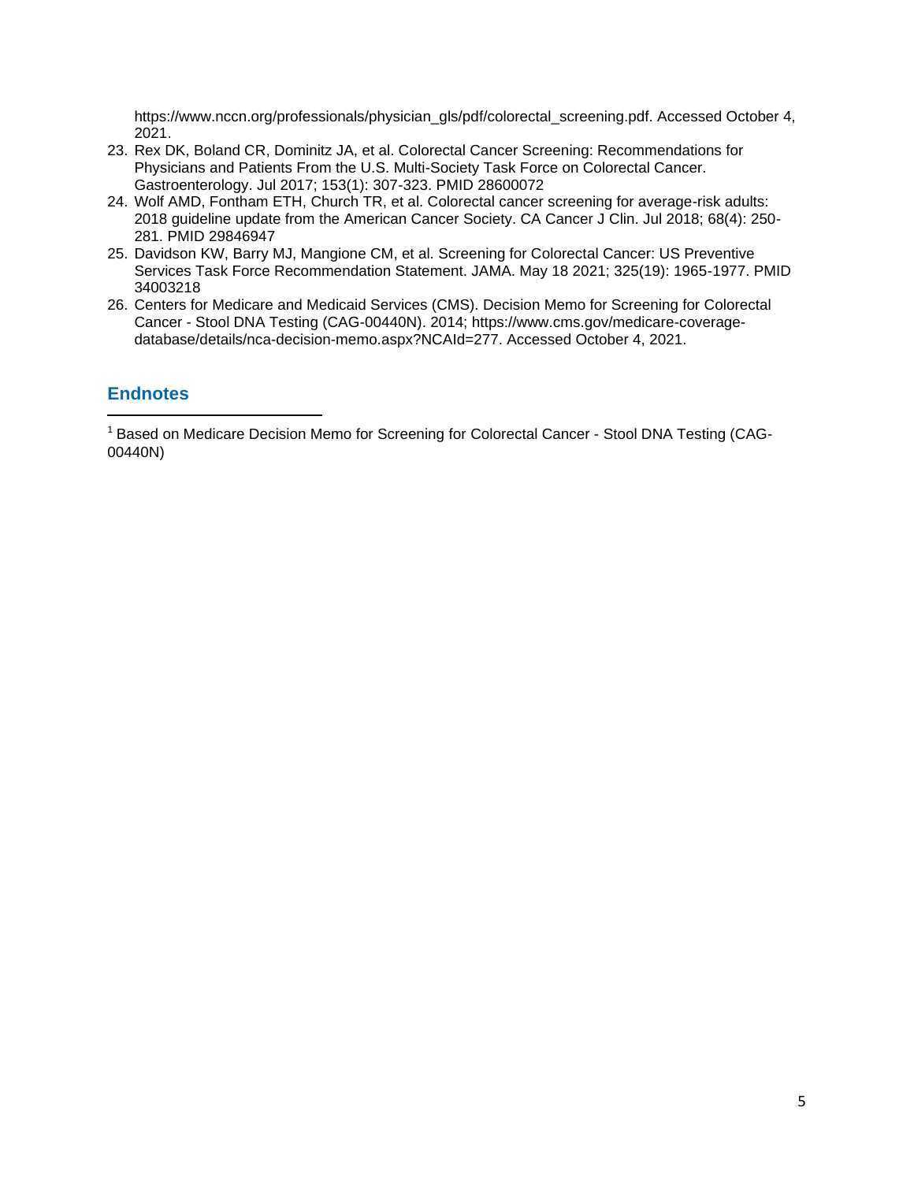https://www.nccn.org/professionals/physician_gls/pdf/colorectal_screening.pdf. Accessed October 4, 2021.

23. Rex DK, Boland CR, Dominitz JA, et al. Colorectal Cancer Screening: Recommendations for Physicians and Patients From the U.S. Multi-Society Task Force on Colorectal Cancer. Gastroenterology. Jul 2017; 153(1): 307-323. PMID 28600072
24. Wolf AMD, Fontham ETH, Church TR, et al. Colorectal cancer screening for average-risk adults: 2018 guideline update from the American Cancer Society. CA Cancer J Clin. Jul 2018; 68(4): 250-281. PMID 29846947
25. Davidson KW, Barry MJ, Mangione CM, et al. Screening for Colorectal Cancer: US Preventive Services Task Force Recommendation Statement. JAMA. May 18 2021; 325(19): 1965-1977. PMID 34003218
26. Centers for Medicare and Medicaid Services (CMS). Decision Memo for Screening for Colorectal Cancer - Stool DNA Testing (CAG-00440N). 2014; https://www.cms.gov/medicare-coverage-database/details/nca-decision-memo.aspx?NCAId=277. Accessed October 4, 2021.

## Endnotes

[1] Based on Medicare Decision Memo for Screening for Colorectal Cancer - Stool DNA Testing (CAG-00440N)